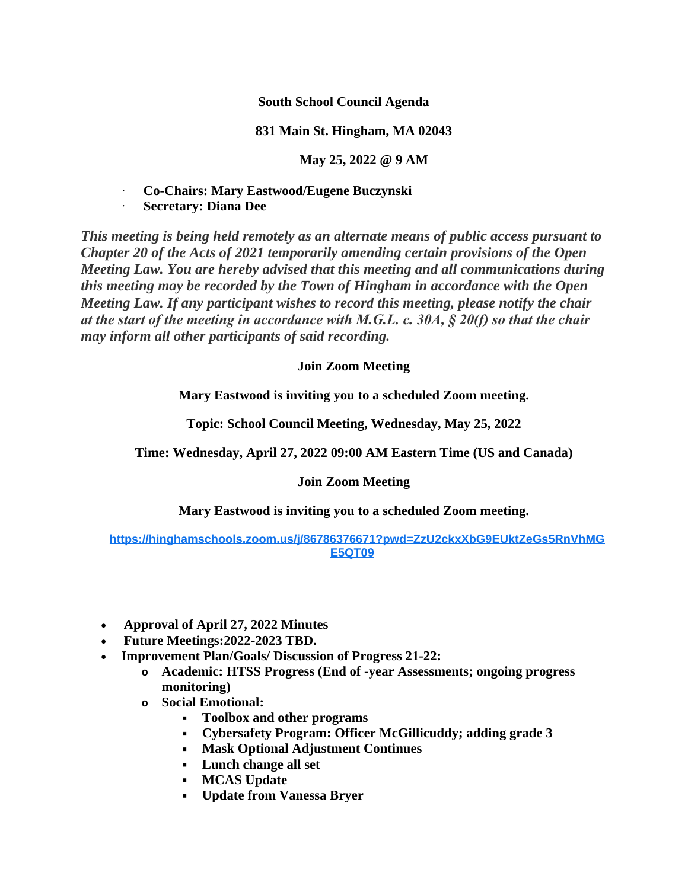**South School Council Agenda**

**831 Main St. Hingham, MA 02043**

**May 25, 2022 @ 9 AM**

- **Co-Chairs: Mary Eastwood/Eugene Buczynski**
- **Secretary: Diana Dee**

***This meeting is being held remotely as an alternate means of public access pursuant to Chapter 20 of the Acts of 2021 temporarily amending certain provisions of the Open Meeting Law. You are hereby advised that this meeting and all communications during this meeting may be recorded by the Town of Hingham in accordance with the Open Meeting Law. If any participant wishes to record this meeting, please notify the chair at the start of the meeting in accordance with M.G.L. c. 30A, § 20(f) so that the chair may inform all other participants of said recording.***

**Join Zoom Meeting**

**Mary Eastwood is inviting you to a scheduled Zoom meeting.**

**Topic: School Council Meeting, Wednesday, May 25, 2022**

**Time: Wednesday, April 27, 2022 09:00 AM Eastern Time (US and Canada)**

**Join Zoom Meeting**

**Mary Eastwood is inviting you to a scheduled Zoom meeting.**

[https://hinghamschools.zoom.us/j/86786376671?pwd=ZzU2ckxXbG9EUktZeGs5RnVhMGE5QT09](https://hinghamschools.zoom.us/j/86786376671?pwd=ZzU2ckxXbG9EUktZeGs5RnVhMGE5QT09)

- **Approval of April 27, 2022 Minutes**
- **Future Meetings:2022-2023 TBD.**
- **Improvement Plan/Goals/ Discussion of Progress 21-22:**
  - **Academic: HTSS Progress (End of -year Assessments; ongoing progress monitoring)**
  - **Social Emotional:**
    - **Toolbox and other programs**
    - **Cybersafety Program: Officer McGillicuddy; adding grade 3**
    - **Mask Optional Adjustment Continues**
    - **Lunch change all set**
    - **MCAS Update**
    - **Update from Vanessa Bryer**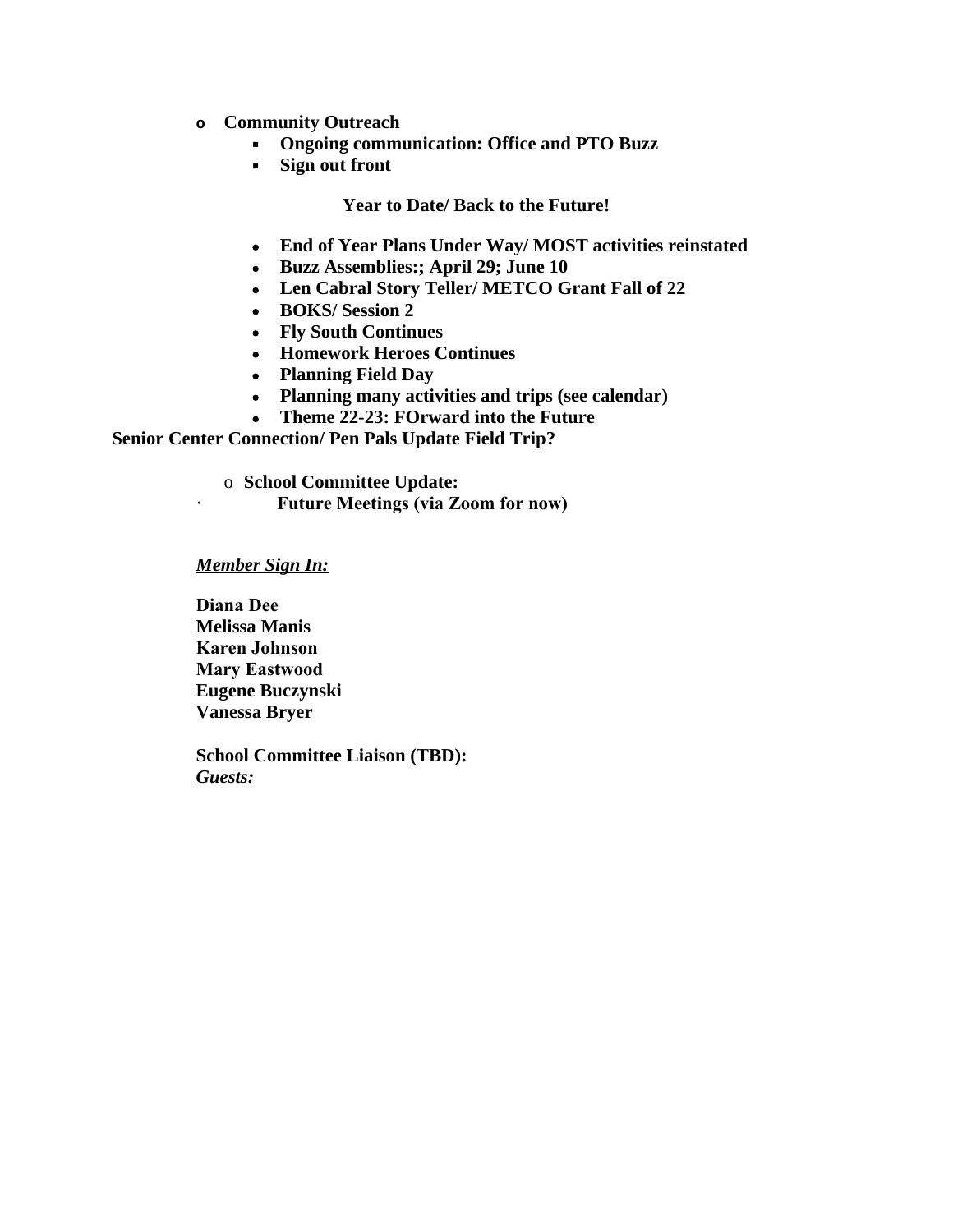- **Community Outreach**
  - **Ongoing communication: Office and PTO Buzz**
  - **Sign out front**

**Year to Date/ Back to the Future!**

- **End of Year Plans Under Way/ MOST activities reinstated**
- **Buzz Assemblies:; April 29; June 10**
- **Len Cabral Story Teller/ METCO Grant Fall of 22**
- **BOKS/ Session 2**
- **Fly South Continues**
- **Homework Heroes Continues**
- **Planning Field Day**
- **Planning many activities and trips (see calendar)**
- **Theme 22-23: FOrward into the Future**

**Senior Center Connection/ Pen Pals Update Field Trip?**

- **School Committee Update:**
  - **Future Meetings (via Zoom for now)**

***Member Sign In:***

**Diana Dee**
**Melissa Manis**
**Karen Johnson**
**Mary Eastwood**
**Eugene Buczynski**
**Vanessa Bryer**

**School Committee Liaison (TBD):**
***Guests:***